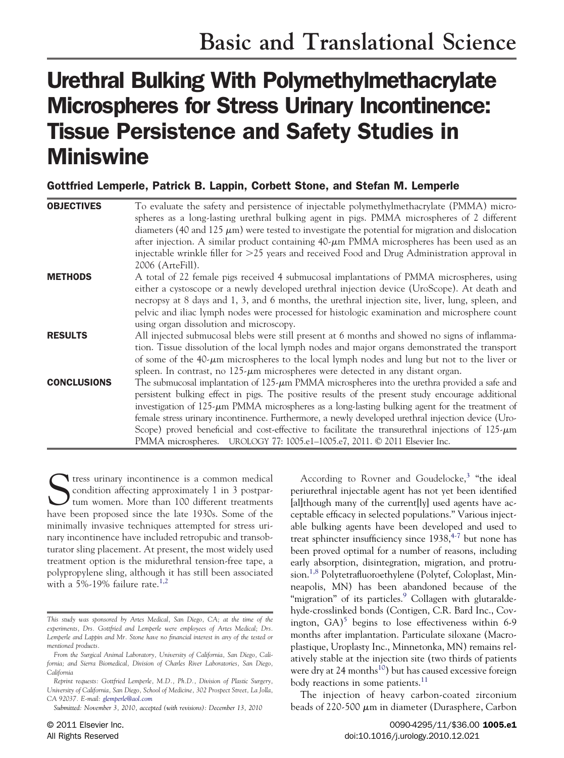Basic and Translational Science

# Urethral Bulking With Polymethylmethacrylate Microspheres for Stress Urinary Incontinence: Tissue Persistence and Safety Studies in Miniswine

**Gottfried Lemperle, Patrick B. Lappin, Corbett Stone, and Stefan M. Lemperle**

**OBJECTIVES** To evaluate the safety and persistence of injectable polymethylmethacrylate (PMMA) microspheres as a long-lasting urethral bulking agent in pigs. PMMA microspheres of 2 different diameters (40 and 125 μm) were tested to investigate the potential for migration and dislocation after injection. A similar product containing 40-μm PMMA microspheres has been used as an injectable wrinkle filler for >25 years and received Food and Drug Administration approval in 2006 (ArteFill).

**METHODS** A total of 22 female pigs received 4 submucosal implantations of PMMA microspheres, using either a cystoscope or a newly developed urethral injection device (UroScope). At death and necropsy at 8 days and 1, 3, and 6 months, the urethral injection site, liver, lung, spleen, and pelvic and iliac lymph nodes were processed for histologic examination and microsphere count using organ dissolution and microscopy.

**RESULTS** All injected submucosal blebs were still present at 6 months and showed no signs of inflammation. Tissue dissolution of the local lymph nodes and major organs demonstrated the transport of some of the 40-μm microspheres to the local lymph nodes and lung but not to the liver or spleen. In contrast, no 125-μm microspheres were detected in any distant organ.

**CONCLUSIONS** The submucosal implantation of 125-μm PMMA microspheres into the urethra provided a safe and persistent bulking effect in pigs. The positive results of the present study encourage additional investigation of 125-μm PMMA microspheres as a long-lasting bulking agent for the treatment of female stress urinary incontinence. Furthermore, a newly developed urethral injection device (UroScope) proved beneficial and cost-effective to facilitate the transurethral injections of 125-μm PMMA microspheres. UROLOGY 77: 1005.e1–1005.e7, 2011. © 2011 Elsevier Inc.

Stress urinary incontinence is a common medical condition affecting approximately 1 in 3 postpartum women. More than 100 different treatments have been proposed since the late 1930s. Some of the minimally invasive techniques attempted for stress urinary incontinence have included retropubic and transobturator sling placement. At present, the most widely used treatment option is the midurethral tension-free tape, a polypropylene sling, although it has still been associated with a 5%-19% failure rate.[1,2]

According to Rovner and Goudelocke,[3] "the ideal periurethral injectable agent has not yet been identified [al]though many of the current[ly] used agents have acceptable efficacy in selected populations." Various injectable bulking agents have been developed and used to treat sphincter insufficiency since 1938,[4-7] but none has been proved optimal for a number of reasons, including early absorption, disintegration, migration, and protrusion.[1,8] Polytetrafluoroethylene (Polytef, Coloplast, Minneapolis, MN) has been abandoned because of the "migration" of its particles.[9] Collagen with glutaraldehyde-crosslinked bonds (Contigen, C.R. Bard Inc., Covington, GA)[5] begins to lose effectiveness within 6-9 months after implantation. Particulate siloxane (Macroplastique, Uroplasty Inc., Minnetonka, MN) remains relatively stable at the injection site (two thirds of patients were dry at 24 months[10]) but has caused excessive foreign body reactions in some patients.[11]

The injection of heavy carbon-coated zirconium beads of 220-500 μm in diameter (Durasphere, Carbon

*This study was sponsored by Artes Medical, San Diego, CA; at the time of the experiments, Drs. Gottfried and Lemperle were employees of Artes Medical; Drs. Lemperle and Lappin and Mr. Stone have no financial interest in any of the tested or mentioned products.*

*From the Surgical Animal Laboratory, University of California, San Diego, California; and Sierra Biomedical, Division of Charles River Laboratories, San Diego, California*

*Reprint requests: Gottfried Lemperle, M.D., Ph.D., Division of Plastic Surgery, University of California, San Diego, School of Medicine, 302 Prospect Street, La Jolla, CA 92037. E-mail: glemperle@aol.com*

*Submitted: November 3, 2010, accepted (with revisions): December 13, 2010*

© 2011 Elsevier Inc.
All Rights Reserved

0090-4295/11/$36.00
doi:10.1016/j.urology.2010.12.021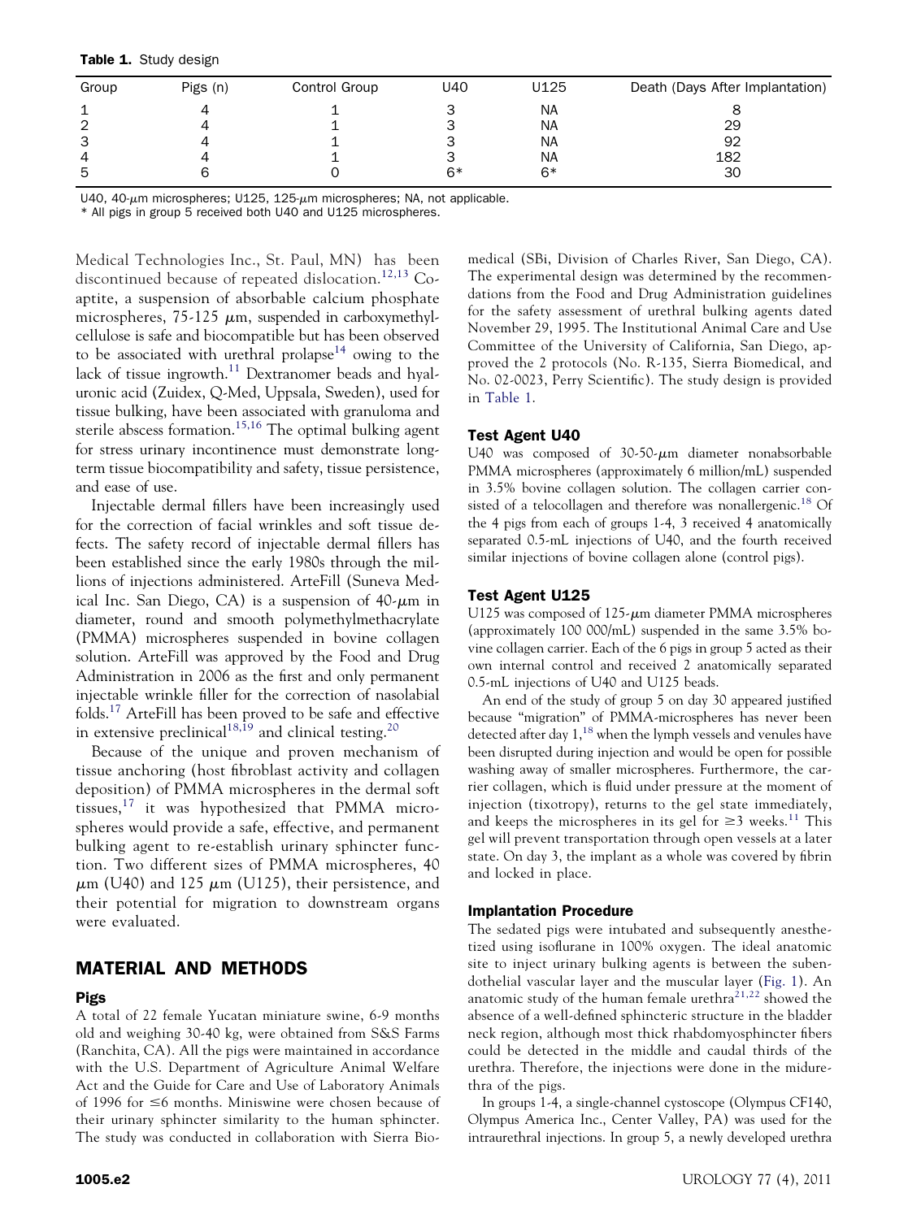**Table 1.** Study design

| Group | Pigs (n) | Control Group | U40 | U125 | Death (Days After Implantation) |
|---|---|---|---|---|---|
| 1 | 4 | 1 | 3 | NA | 8 |
| 2 | 4 | 1 | 3 | NA | 29 |
| 3 | 4 | 1 | 3 | NA | 92 |
| 4 | 4 | 1 | 3 | NA | 182 |
| 5 | 6 | 0 | 6* | 6* | 30 |

U40, 40-μm microspheres; U125, 125-μm microspheres; NA, not applicable.
\* All pigs in group 5 received both U40 and U125 microspheres.

Medical Technologies Inc., St. Paul, MN) has been discontinued because of repeated dislocation.[12,13] Coaptite, a suspension of absorbable calcium phosphate microspheres, 75-125 μm, suspended in carboxymethylcellulose is safe and biocompatible but has been observed to be associated with urethral prolapse[14] owing to the lack of tissue ingrowth.[11] Dextranomer beads and hyaluronic acid (Zuidex, Q-Med, Uppsala, Sweden), used for tissue bulking, have been associated with granuloma and sterile abscess formation.[15,16] The optimal bulking agent for stress urinary incontinence must demonstrate long-term tissue biocompatibility and safety, tissue persistence, and ease of use.

Injectable dermal fillers have been increasingly used for the correction of facial wrinkles and soft tissue defects. The safety record of injectable dermal fillers has been established since the early 1980s through the millions of injections administered. ArteFill (Suneva Medical Inc. San Diego, CA) is a suspension of 40-μm in diameter, round and smooth polymethylmethacrylate (PMMA) microspheres suspended in bovine collagen solution. ArteFill was approved by the Food and Drug Administration in 2006 as the first and only permanent injectable wrinkle filler for the correction of nasolabial folds.[17] ArteFill has been proved to be safe and effective in extensive preclinical[18,19] and clinical testing.[20]

Because of the unique and proven mechanism of tissue anchoring (host fibroblast activity and collagen deposition) of PMMA microspheres in the dermal soft tissues,[17] it was hypothesized that PMMA microspheres would provide a safe, effective, and permanent bulking agent to re-establish urinary sphincter function. Two different sizes of PMMA microspheres, 40 μm (U40) and 125 μm (U125), their persistence, and their potential for migration to downstream organs were evaluated.

## MATERIAL AND METHODS

### Pigs

A total of 22 female Yucatan miniature swine, 6-9 months old and weighing 30-40 kg, were obtained from S&S Farms (Ranchita, CA). All the pigs were maintained in accordance with the U.S. Department of Agriculture Animal Welfare Act and the Guide for Care and Use of Laboratory Animals of 1996 for ≤6 months. Miniswine were chosen because of their urinary sphincter similarity to the human sphincter. The study was conducted in collaboration with Sierra Biomedical (SBi, Division of Charles River, San Diego, CA). The experimental design was determined by the recommendations from the Food and Drug Administration guidelines for the safety assessment of urethral bulking agents dated November 29, 1995. The Institutional Animal Care and Use Committee of the University of California, San Diego, approved the 2 protocols (No. R-135, Sierra Biomedical, and No. 02-0023, Perry Scientific). The study design is provided in Table 1.

### Test Agent U40

U40 was composed of 30-50-μm diameter nonabsorbable PMMA microspheres (approximately 6 million/mL) suspended in 3.5% bovine collagen solution. The collagen carrier consisted of a telocollagen and therefore was nonallergenic.[18] Of the 4 pigs from each of groups 1-4, 3 received 4 anatomically separated 0.5-mL injections of U40, and the fourth received similar injections of bovine collagen alone (control pigs).

### Test Agent U125

U125 was composed of 125-μm diameter PMMA microspheres (approximately 100 000/mL) suspended in the same 3.5% bovine collagen carrier. Each of the 6 pigs in group 5 acted as their own internal control and received 2 anatomically separated 0.5-mL injections of U40 and U125 beads.

An end of the study of group 5 on day 30 appeared justified because "migration" of PMMA-microspheres has never been detected after day 1,[18] when the lymph vessels and venules have been disrupted during injection and would be open for possible washing away of smaller microspheres. Furthermore, the carrier collagen, which is fluid under pressure at the moment of injection (tixotropy), returns to the gel state immediately, and keeps the microspheres in its gel for ≥3 weeks.[11] This gel will prevent transportation through open vessels at a later state. On day 3, the implant as a whole was covered by fibrin and locked in place.

### Implantation Procedure

The sedated pigs were intubated and subsequently anesthetized using isoflurane in 100% oxygen. The ideal anatomic site to inject urinary bulking agents is between the subendothelial vascular layer and the muscular layer (Fig. 1). An anatomic study of the human female urethra[21,22] showed the absence of a well-defined sphincteric structure in the bladder neck region, although most thick rhabdomyosphincter fibers could be detected in the middle and caudal thirds of the urethra. Therefore, the injections were done in the midurethra of the pigs.

In groups 1-4, a single-channel cystoscope (Olympus CF140, Olympus America Inc., Center Valley, PA) was used for the intraurethral injections. In group 5, a newly developed urethra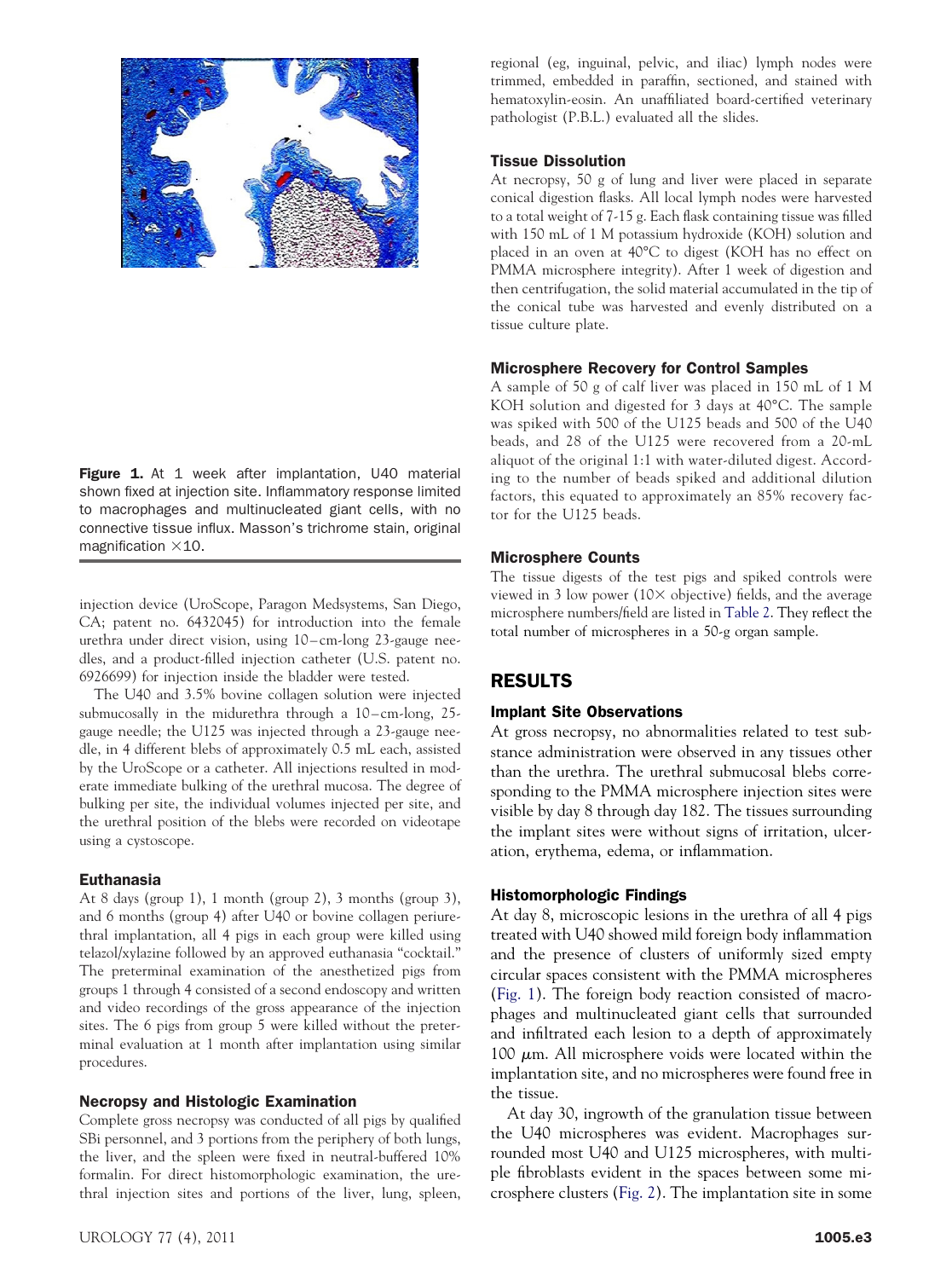**Figure 1.** At 1 week after implantation, U40 material shown fixed at injection site. Inflammatory response limited to macrophages and multinucleated giant cells, with no connective tissue influx. Masson's trichrome stain, original magnification ×10.

injection device (UroScope, Paragon Medsystems, San Diego, CA; patent no. 6432045) for introduction into the female urethra under direct vision, using 10–cm-long 23-gauge needles, and a product-filled injection catheter (U.S. patent no. 6926699) for injection inside the bladder were tested.

The U40 and 3.5% bovine collagen solution were injected submucosally in the midurethra through a 10–cm-long, 25-gauge needle; the U125 was injected through a 23-gauge needle, in 4 different blebs of approximately 0.5 mL each, assisted by the UroScope or a catheter. All injections resulted in moderate immediate bulking of the urethral mucosa. The degree of bulking per site, the individual volumes injected per site, and the urethral position of the blebs were recorded on videotape using a cystoscope.

### Euthanasia

At 8 days (group 1), 1 month (group 2), 3 months (group 3), and 6 months (group 4) after U40 or bovine collagen periurethral implantation, all 4 pigs in each group were killed using telazol/xylazine followed by an approved euthanasia "cocktail." The preterminal examination of the anesthetized pigs from groups 1 through 4 consisted of a second endoscopy and written and video recordings of the gross appearance of the injection sites. The 6 pigs from group 5 were killed without the preterminal evaluation at 1 month after implantation using similar procedures.

### Necropsy and Histologic Examination

Complete gross necropsy was conducted of all pigs by qualified SBi personnel, and 3 portions from the periphery of both lungs, the liver, and the spleen were fixed in neutral-buffered 10% formalin. For direct histomorphologic examination, the urethral injection sites and portions of the liver, lung, spleen, regional (eg, inguinal, pelvic, and iliac) lymph nodes were trimmed, embedded in paraffin, sectioned, and stained with hematoxylin-eosin. An unaffiliated board-certified veterinary pathologist (P.B.L.) evaluated all the slides.

### Tissue Dissolution

At necropsy, 50 g of lung and liver were placed in separate conical digestion flasks. All local lymph nodes were harvested to a total weight of 7-15 g. Each flask containing tissue was filled with 150 mL of 1 M potassium hydroxide (KOH) solution and placed in an oven at 40°C to digest (KOH has no effect on PMMA microsphere integrity). After 1 week of digestion and then centrifugation, the solid material accumulated in the tip of the conical tube was harvested and evenly distributed on a tissue culture plate.

### Microsphere Recovery for Control Samples

A sample of 50 g of calf liver was placed in 150 mL of 1 M KOH solution and digested for 3 days at 40°C. The sample was spiked with 500 of the U125 beads and 500 of the U40 beads, and 28 of the U125 were recovered from a 20-mL aliquot of the original 1:1 with water-diluted digest. According to the number of beads spiked and additional dilution factors, this equated to approximately an 85% recovery factor for the U125 beads.

### Microsphere Counts

The tissue digests of the test pigs and spiked controls were viewed in 3 low power (10× objective) fields, and the average microsphere numbers/field are listed in Table 2. They reflect the total number of microspheres in a 50-g organ sample.

## RESULTS

### Implant Site Observations

At gross necropsy, no abnormalities related to test substance administration were observed in any tissues other than the urethra. The urethral submucosal blebs corresponding to the PMMA microsphere injection sites were visible by day 8 through day 182. The tissues surrounding the implant sites were without signs of irritation, ulceration, erythema, edema, or inflammation.

### Histomorphologic Findings

At day 8, microscopic lesions in the urethra of all 4 pigs treated with U40 showed mild foreign body inflammation and the presence of clusters of uniformly sized empty circular spaces consistent with the PMMA microspheres (Fig. 1). The foreign body reaction consisted of macrophages and multinucleated giant cells that surrounded and infiltrated each lesion to a depth of approximately 100 $\mu$m. All microsphere voids were located within the implantation site, and no microspheres were found free in the tissue.

At day 30, ingrowth of the granulation tissue between the U40 microspheres was evident. Macrophages surrounded most U40 and U125 microspheres, with multiple fibroblasts evident in the spaces between some microsphere clusters (Fig. 2). The implantation site in some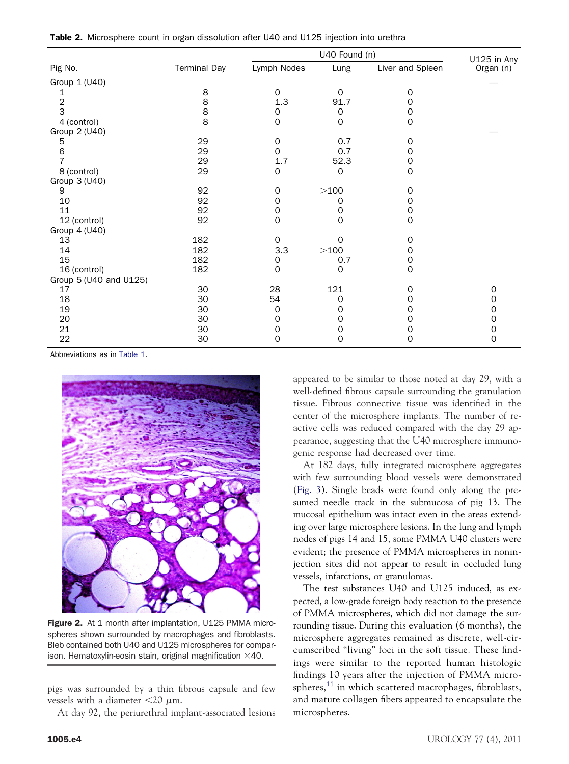**Table 2.** Microsphere count in organ dissolution after U40 and U125 injection into urethra

| Pig No. | Terminal Day | U40 Found (n) | | | U125 in Any Organ (n) |
|---|---|---|---|---|---|
| | | Lymph Nodes | Lung | Liver and Spleen | |
| Group 1 (U40) | | | | | — |
| 1 | 8 | 0 | 0 | 0 | |
| 2 | 8 | 1.3 | 91.7 | 0 | |
| 3 | 8 | 0 | 0 | 0 | |
| 4 (control) | 8 | 0 | 0 | 0 | |
| Group 2 (U40) | | | | | — |
| 5 | 29 | 0 | 0.7 | 0 | |
| 6 | 29 | 0 | 0.7 | 0 | |
| 7 | 29 | 1.7 | 52.3 | 0 | |
| 8 (control) | 29 | 0 | 0 | 0 | |
| Group 3 (U40) | | | | | |
| 9 | 92 | 0 | >100 | 0 | |
| 10 | 92 | 0 | 0 | 0 | |
| 11 | 92 | 0 | 0 | 0 | |
| 12 (control) | 92 | 0 | 0 | 0 | |
| Group 4 (U40) | | | | | |
| 13 | 182 | 0 | 0 | 0 | |
| 14 | 182 | 3.3 | >100 | 0 | |
| 15 | 182 | 0 | 0.7 | 0 | |
| 16 (control) | 182 | 0 | 0 | 0 | |
| Group 5 (U40 and U125) | | | | | |
| 17 | 30 | 28 | 121 | 0 | 0 |
| 18 | 30 | 54 | 0 | 0 | 0 |
| 19 | 30 | 0 | 0 | 0 | 0 |
| 20 | 30 | 0 | 0 | 0 | 0 |
| 21 | 30 | 0 | 0 | 0 | 0 |
| 22 | 30 | 0 | 0 | 0 | 0 |

Abbreviations as in Table 1.

**Figure 2.** At 1 month after implantation, U125 PMMA microspheres shown surrounded by macrophages and fibroblasts. Bleb contained both U40 and U125 microspheres for comparison. Hematoxylin-eosin stain, original magnification ×40.

pigs was surrounded by a thin fibrous capsule and few vessels with a diameter <20 μm.

At day 92, the periurethral implant-associated lesions appeared to be similar to those noted at day 29, with a well-defined fibrous capsule surrounding the granulation tissue. Fibrous connective tissue was identified in the center of the microsphere implants. The number of reactive cells was reduced compared with the day 29 appearance, suggesting that the U40 microsphere immunogenic response had decreased over time.

At 182 days, fully integrated microsphere aggregates with few surrounding blood vessels were demonstrated (Fig. 3). Single beads were found only along the presumed needle track in the submucosa of pig 13. The mucosal epithelium was intact even in the areas extending over large microsphere lesions. In the lung and lymph nodes of pigs 14 and 15, some PMMA U40 clusters were evident; the presence of PMMA microspheres in noninjection sites did not appear to result in occluded lung vessels, infarctions, or granulomas.

The test substances U40 and U125 induced, as expected, a low-grade foreign body reaction to the presence of PMMA microspheres, which did not damage the surrounding tissue. During this evaluation (6 months), the microsphere aggregates remained as discrete, well-circumscribed "living" foci in the soft tissue. These findings were similar to the reported human histologic findings 10 years after the injection of PMMA microspheres,[11] in which scattered macrophages, fibroblasts, and mature collagen fibers appeared to encapsulate the microspheres.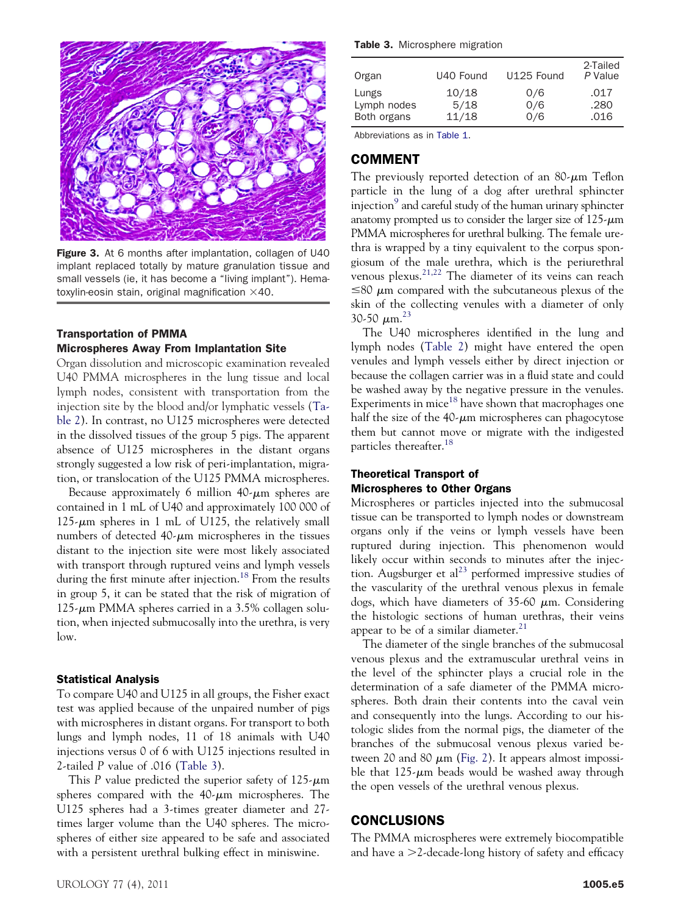Figure 3. At 6 months after implantation, collagen of U40 implant replaced totally by mature granulation tissue and small vessels (ie, it has become a "living implant"). Hematoxylin-eosin stain, original magnification ×40.

### Transportation of PMMA Microspheres Away From Implantation Site

Organ dissolution and microscopic examination revealed U40 PMMA microspheres in the lung tissue and local lymph nodes, consistent with transportation from the injection site by the blood and/or lymphatic vessels (Table 2). In contrast, no U125 microspheres were detected in the dissolved tissues of the group 5 pigs. The apparent absence of U125 microspheres in the distant organs strongly suggested a low risk of peri-implantation, migration, or translocation of the U125 PMMA microspheres.

Because approximately 6 million 40-μm spheres are contained in 1 mL of U40 and approximately 100 000 of 125-μm spheres in 1 mL of U125, the relatively small numbers of detected 40-μm microspheres in the tissues distant to the injection site were most likely associated with transport through ruptured veins and lymph vessels during the first minute after injection.[18] From the results in group 5, it can be stated that the risk of migration of 125-μm PMMA spheres carried in a 3.5% collagen solution, when injected submucosally into the urethra, is very low.

### Statistical Analysis

To compare U40 and U125 in all groups, the Fisher exact test was applied because of the unpaired number of pigs with microspheres in distant organs. For transport to both lungs and lymph nodes, 11 of 18 animals with U40 injections versus 0 of 6 with U125 injections resulted in 2-tailed $P$ value of .016 (Table 3).

This $P$ value predicted the superior safety of 125-μm spheres compared with the 40-μm microspheres. The U125 spheres had a 3-times greater diameter and 27-times larger volume than the U40 spheres. The microspheres of either size appeared to be safe and associated with a persistent urethral bulking effect in miniswine.

**Table 3.** Microsphere migration

| Organ | U40 Found | U125 Found | 2-Tailed $P$ Value |
|---|---|---|---|
| Lungs | 10/18 | 0/6 | .017 |
| Lymph nodes | 5/18 | 0/6 | .280 |
| Both organs | 11/18 | 0/6 | .016 |

Abbreviations as in Table 1.

## COMMENT

The previously reported detection of an 80-μm Teflon particle in the lung of a dog after urethral sphincter injection[9] and careful study of the human urinary sphincter anatomy prompted us to consider the larger size of 125-μm PMMA microspheres for urethral bulking. The female urethra is wrapped by a tiny equivalent to the corpus spongiosum of the male urethra, which is the periurethral venous plexus.[21,22] The diameter of its veins can reach ≤80 μm compared with the subcutaneous plexus of the skin of the collecting venules with a diameter of only 30-50 μm.[23]

The U40 microspheres identified in the lung and lymph nodes (Table 2) might have entered the open venules and lymph vessels either by direct injection or because the collagen carrier was in a fluid state and could be washed away by the negative pressure in the venules. Experiments in mice[18] have shown that macrophages one half the size of the 40-μm microspheres can phagocytose them but cannot move or migrate with the indigested particles thereafter.[18]

### Theoretical Transport of Microspheres to Other Organs

Microspheres or particles injected into the submucosal tissue can be transported to lymph nodes or downstream organs only if the veins or lymph vessels have been ruptured during injection. This phenomenon would likely occur within seconds to minutes after the injection. Augsburger et al[23] performed impressive studies of the vascularity of the urethral venous plexus in female dogs, which have diameters of 35-60 μm. Considering the histologic sections of human urethras, their veins appear to be of a similar diameter.[21]

The diameter of the single branches of the submucosal venous plexus and the extramuscular urethral veins in the level of the sphincter plays a crucial role in the determination of a safe diameter of the PMMA microspheres. Both drain their contents into the caval vein and consequently into the lungs. According to our histologic slides from the normal pigs, the diameter of the branches of the submucosal venous plexus varied between 20 and 80 μm (Fig. 2). It appears almost impossible that 125-μm beads would be washed away through the open vessels of the urethral venous plexus.

## CONCLUSIONS

The PMMA microspheres were extremely biocompatible and have a >2-decade-long history of safety and efficacy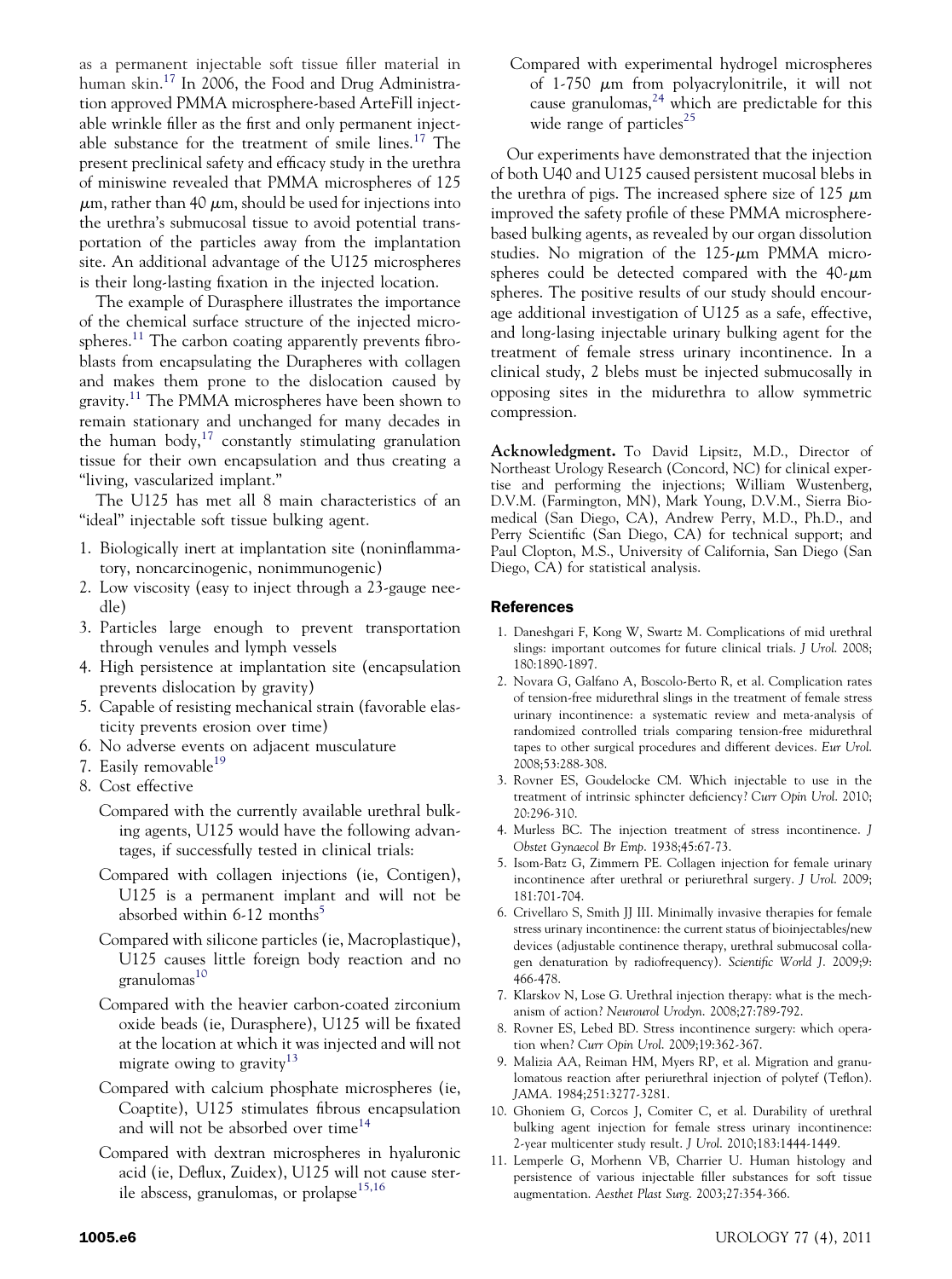as a permanent injectable soft tissue filler material in human skin.[17] In 2006, the Food and Drug Administration approved PMMA microsphere-based ArteFill injectable wrinkle filler as the first and only permanent injectable substance for the treatment of smile lines.[17] The present preclinical safety and efficacy study in the urethra of miniswine revealed that PMMA microspheres of 125 $\mu$m, rather than 40 $\mu$m, should be used for injections into the urethra's submucosal tissue to avoid potential transportation of the particles away from the implantation site. An additional advantage of the U125 microspheres is their long-lasting fixation in the injected location.

The example of Durasphere illustrates the importance of the chemical surface structure of the injected microspheres.[11] The carbon coating apparently prevents fibroblasts from encapsulating the Durapheres with collagen and makes them prone to the dislocation caused by gravity.[11] The PMMA microspheres have been shown to remain stationary and unchanged for many decades in the human body,[17] constantly stimulating granulation tissue for their own encapsulation and thus creating a "living, vascularized implant."

The U125 has met all 8 main characteristics of an "ideal" injectable soft tissue bulking agent.

1. Biologically inert at implantation site (noninflammatory, noncarcinogenic, nonimmunogenic)
2. Low viscosity (easy to inject through a 23-gauge needle)
3. Particles large enough to prevent transportation through venules and lymph vessels
4. High persistence at implantation site (encapsulation prevents dislocation by gravity)
5. Capable of resisting mechanical strain (favorable elasticity prevents erosion over time)
6. No adverse events on adjacent musculature
7. Easily removable[19]
8. Cost effective

Compared with the currently available urethral bulking agents, U125 would have the following advantages, if successfully tested in clinical trials:

Compared with collagen injections (ie, Contigen), U125 is a permanent implant and will not be absorbed within 6-12 months[5]

Compared with silicone particles (ie, Macroplastique), U125 causes little foreign body reaction and no granulomas[10]

Compared with the heavier carbon-coated zirconium oxide beads (ie, Durasphere), U125 will be fixated at the location at which it was injected and will not migrate owing to gravity[13]

Compared with calcium phosphate microspheres (ie, Coaptite), U125 stimulates fibrous encapsulation and will not be absorbed over time[14]

Compared with dextran microspheres in hyaluronic acid (ie, Deflux, Zuidex), U125 will not cause sterile abscess, granulomas, or prolapse[15,16]

Compared with experimental hydrogel microspheres of 1-750 $\mu$m from polyacrylonitrile, it will not cause granulomas,[24] which are predictable for this wide range of particles[25]

Our experiments have demonstrated that the injection of both U40 and U125 caused persistent mucosal blebs in the urethra of pigs. The increased sphere size of 125 $\mu$m improved the safety profile of these PMMA microsphere-based bulking agents, as revealed by our organ dissolution studies. No migration of the 125-$\mu$m PMMA microspheres could be detected compared with the 40-$\mu$m spheres. The positive results of our study should encourage additional investigation of U125 as a safe, effective, and long-lasing injectable urinary bulking agent for the treatment of female stress urinary incontinence. In a clinical study, 2 blebs must be injected submucosally in opposing sites in the midurethra to allow symmetric compression.

**Acknowledgment.** To David Lipsitz, M.D., Director of Northeast Urology Research (Concord, NC) for clinical expertise and performing the injections; William Wustenberg, D.V.M. (Farmington, MN), Mark Young, D.V.M., Sierra Biomedical (San Diego, CA), Andrew Perry, M.D., Ph.D., and Perry Scientific (San Diego, CA) for technical support; and Paul Clopton, M.S., University of California, San Diego (San Diego, CA) for statistical analysis.

## References

1. Daneshgari F, Kong W, Swartz M. Complications of mid urethral slings: important outcomes for future clinical trials. *J Urol.* 2008; 180:1890-1897.
2. Novara G, Galfano A, Boscolo-Berto R, et al. Complication rates of tension-free midurethral slings in the treatment of female stress urinary incontinence: a systematic review and meta-analysis of randomized controlled trials comparing tension-free midurethral tapes to other surgical procedures and different devices. *Eur Urol.* 2008;53:288-308.
3. Rovner ES, Goudelocke CM. Which injectable to use in the treatment of intrinsic sphincter deficiency? *Curr Opin Urol.* 2010; 20:296-310.
4. Murless BC. The injection treatment of stress incontinence. *J Obstet Gynaecol Br Emp.* 1938;45:67-73.
5. Isom-Batz G, Zimmern PE. Collagen injection for female urinary incontinence after urethral or periurethral surgery. *J Urol.* 2009; 181:701-704.
6. Crivellaro S, Smith JJ III. Minimally invasive therapies for female stress urinary incontinence: the current status of bioinjectables/new devices (adjustable continence therapy, urethral submucosal collagen denaturation by radiofrequency). *Scientific World J.* 2009;9: 466-478.
7. Klarskov N, Lose G. Urethral injection therapy: what is the mechanism of action? *Neurourol Urodyn.* 2008;27:789-792.
8. Rovner ES, Lebed BD. Stress incontinence surgery: which operation when? *Curr Opin Urol.* 2009;19:362-367.
9. Malizia AA, Reiman HM, Myers RP, et al. Migration and granulomatous reaction after periurethral injection of polytef (Teflon). *JAMA.* 1984;251:3277-3281.
10. Ghoniem G, Corcos J, Comiter C, et al. Durability of urethral bulking agent injection for female stress urinary incontinence: 2-year multicenter study result. *J Urol.* 2010;183:1444-1449.
11. Lemperle G, Morhenn VB, Charrier U. Human histology and persistence of various injectable filler substances for soft tissue augmentation. *Aesthet Plast Surg.* 2003;27:354-366.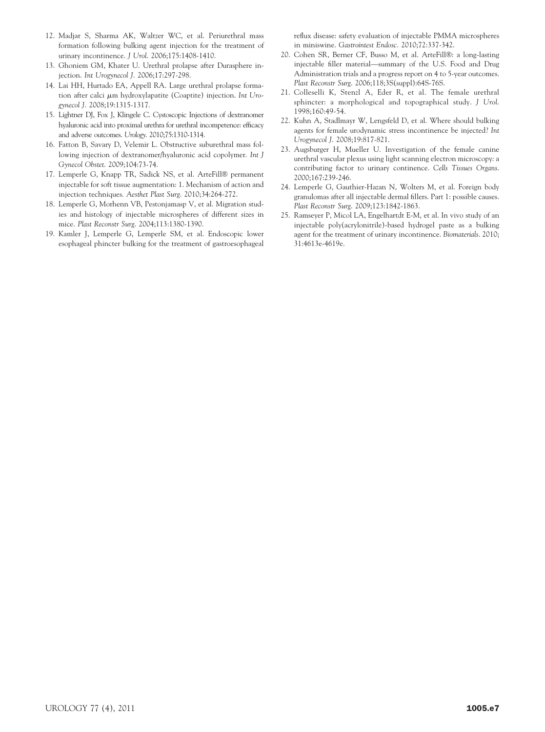12. Madjar S, Sharma AK, Waltzer WC, et al. Periurethral mass formation following bulking agent injection for the treatment of urinary incontinence. *J Urol*. 2006;175:1408-1410.
13. Ghoniem GM, Khater U. Urethral prolapse after Durasphere injection. *Int Urogynecol J*. 2006;17:297-298.
14. Lai HH, Hurtado EA, Appell RA. Large urethral prolapse formation after calci μm hydroxylapatite (Coaptite) injection. *Int Urogynecol J*. 2008;19:1315-1317.
15. Lightner DJ, Fox J, Klingele C. Cystoscopic Injections of dextranomer hyaluronic acid into proximal urethra for urethral incompetence: efficacy and adverse outcomes. *Urology*. 2010;75:1310-1314.
16. Fatton B, Savary D, Velemir L. Obstructive suburethral mass following injection of dextranomer/hyaluronic acid copolymer. *Int J Gynecol Obstet*. 2009;104:73-74.
17. Lemperle G, Knapp TR, Sadick NS, et al. ArteFill® permanent injectable for soft tissue augmentation: 1. Mechanism of action and injection techniques. *Aesthet Plast Surg*. 2010;34:264-272.
18. Lemperle G, Morhenn VB, Pestonjamasp V, et al. Migration studies and histology of injectable microspheres of different sizes in mice. *Plast Reconstr Surg*. 2004;113:1380-1390.
19. Kamler J, Lemperle G, Lemperle SM, et al. Endoscopic lower esophageal phincter bulking for the treatment of gastroesophageal reflux disease: safety evaluation of injectable PMMA microspheres in miniswine. *Gastrointest Endosc*. 2010;72:337-342.
20. Cohen SR, Berner CF, Busso M, et al. ArteFill®: a long-lasting injectable filler material—summary of the U.S. Food and Drug Administration trials and a progress report on 4 to 5-year outcomes. *Plast Reconstr Surg*. 2006;118;3S(suppl):64S-76S.
21. Colleselli K, Stenzl A, Eder R, et al. The female urethral sphincter: a morphological and topographical study. *J Urol*. 1998;160:49-54.
22. Kuhn A, Stadlmayr W, Lengsfeld D, et al. Where should bulking agents for female urodynamic stress incontinence be injected? *Int Urogynecol J*. 2008;19:817-821.
23. Augsburger H, Mueller U. Investigation of the female canine urethral vascular plexus using light scanning electron microscopy: a contributing factor to urinary continence. *Cells Tissues Organs*. 2000;167:239-246.
24. Lemperle G, Gauthier-Hazan N, Wolters M, et al. Foreign body granulomas after all injectable dermal fillers. Part 1: possible causes. *Plast Reconstr Surg*. 2009;123:1842-1863.
25. Ramseyer P, Micol LA, Engelhartdt E-M, et al. In vivo study of an injectable poly(acrylonitrile)-based hydrogel paste as a bulking agent for the treatment of urinary incontinence. *Biomaterials*. 2010; 31:4613e-4619e.